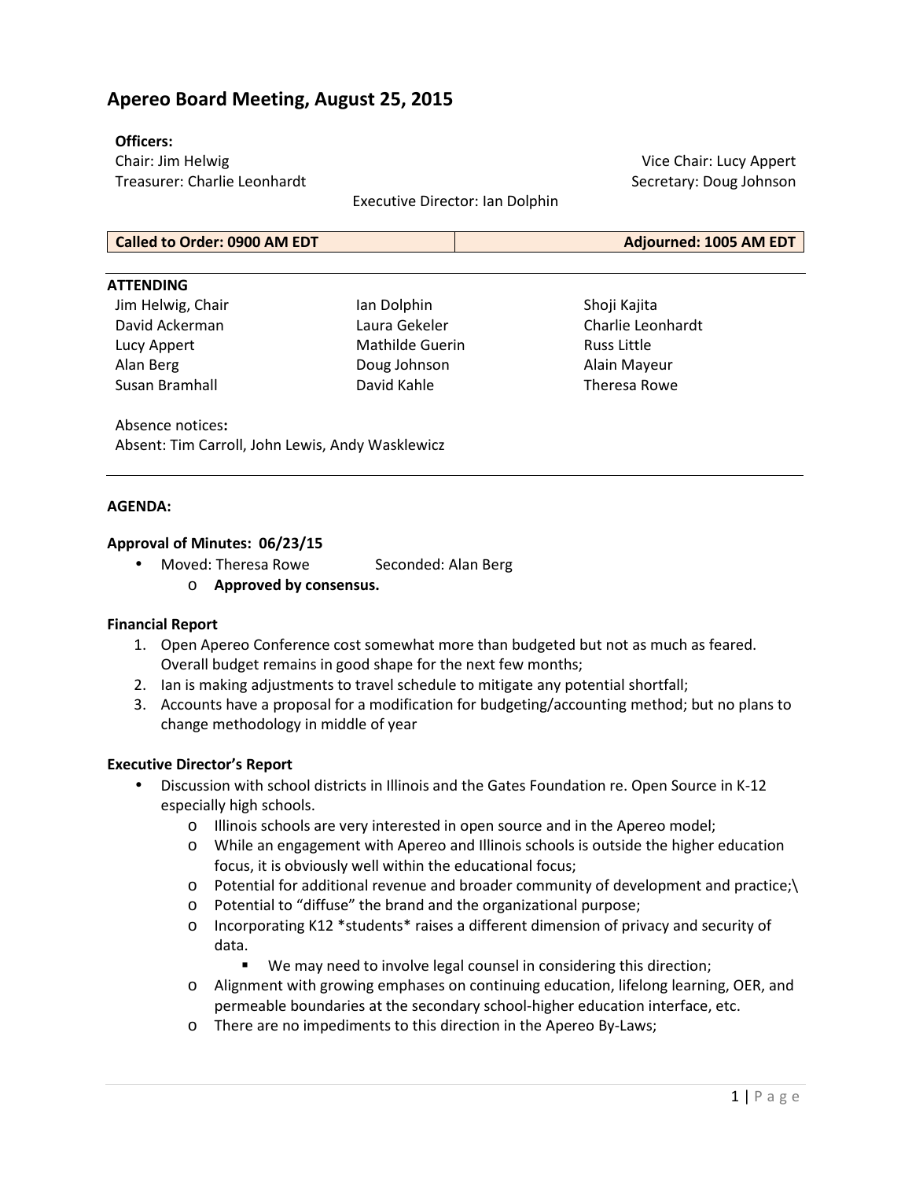# Apereo Board Meeting, August 25, 2015

**Officers:**

Chair: Jim Helwig
Vice Chair: Lucy Appert
Treasurer: Charlie Leonhardt
Secretary: Doug Johnson
Executive Director: Ian Dolphin

| **Called to Order: 0900 AM EDT** | **Adjourned: 1005 AM EDT** |
|---|---|

**ATTENDING**

| | | |
|---|---|---|
| Jim Helwig, Chair | Ian Dolphin | Shoji Kajita |
| David Ackerman | Laura Gekeler | Charlie Leonhardt |
| Lucy Appert | Mathilde Guerin | Russ Little |
| Alan Berg | Doug Johnson | Alain Mayeur |
| Susan Bramhall | David Kahle | Theresa Rowe |

Absence notices**:**
Absent: Tim Carroll, John Lewis, Andy Wasklewicz

**AGENDA:**

**Approval of Minutes: 06/23/15**

- Moved: Theresa Rowe Seconded: Alan Berg
  - **Approved by consensus.**

**Financial Report**

1. Open Apereo Conference cost somewhat more than budgeted but not as much as feared. Overall budget remains in good shape for the next few months;
2. Ian is making adjustments to travel schedule to mitigate any potential shortfall;
3. Accounts have a proposal for a modification for budgeting/accounting method; but no plans to change methodology in middle of year

**Executive Director's Report**

- Discussion with school districts in Illinois and the Gates Foundation re. Open Source in K-12 especially high schools.
  - Illinois schools are very interested in open source and in the Apereo model;
  - While an engagement with Apereo and Illinois schools is outside the higher education focus, it is obviously well within the educational focus;
  - Potential for additional revenue and broader community of development and practice;\
  - Potential to "diffuse" the brand and the organizational purpose;
  - Incorporating K12 *students* raises a different dimension of privacy and security of data.
    - We may need to involve legal counsel in considering this direction;
  - Alignment with growing emphases on continuing education, lifelong learning, OER, and permeable boundaries at the secondary school-higher education interface, etc.
  - There are no impediments to this direction in the Apereo By-Laws;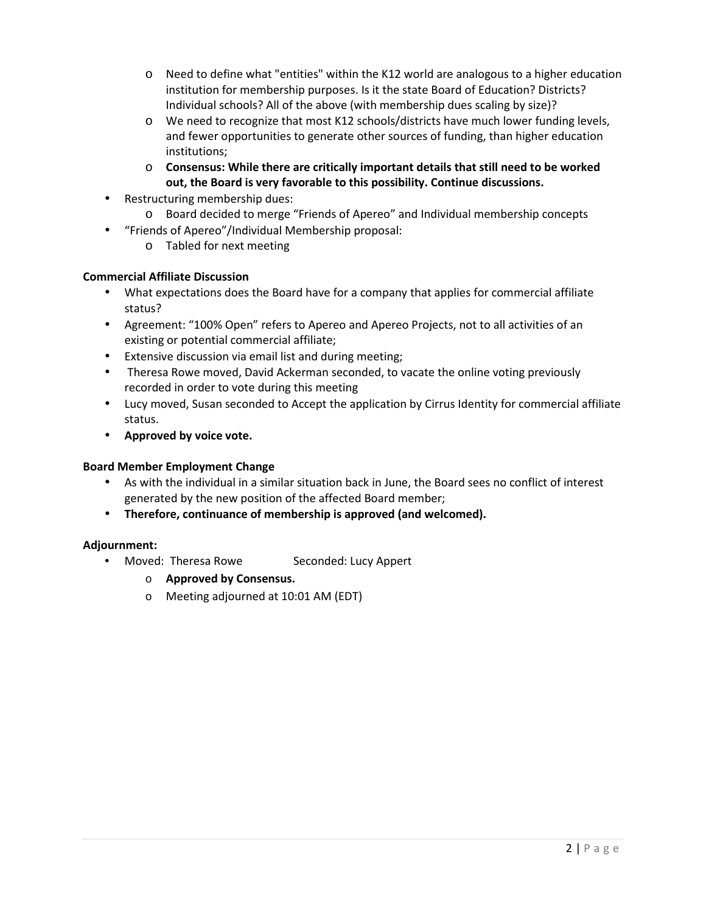- Need to define what "entities" within the K12 world are analogous to a higher education institution for membership purposes. Is it the state Board of Education? Districts? Individual schools? All of the above (with membership dues scaling by size)?
  - We need to recognize that most K12 schools/districts have much lower funding levels, and fewer opportunities to generate other sources of funding, than higher education institutions;
  - **Consensus: While there are critically important details that still need to be worked out, the Board is very favorable to this possibility. Continue discussions.**
- Restructuring membership dues:
  - Board decided to merge "Friends of Apereo" and Individual membership concepts
- "Friends of Apereo"/Individual Membership proposal:
  - Tabled for next meeting

**Commercial Affiliate Discussion**

- What expectations does the Board have for a company that applies for commercial affiliate status?
- Agreement: "100% Open" refers to Apereo and Apereo Projects, not to all activities of an existing or potential commercial affiliate;
- Extensive discussion via email list and during meeting;
- Theresa Rowe moved, David Ackerman seconded, to vacate the online voting previously recorded in order to vote during this meeting
- Lucy moved, Susan seconded to Accept the application by Cirrus Identity for commercial affiliate status.
- **Approved by voice vote.**

**Board Member Employment Change**

- As with the individual in a similar situation back in June, the Board sees no conflict of interest generated by the new position of the affected Board member;
- **Therefore, continuance of membership is approved (and welcomed).**

**Adjournment:**

- Moved: Theresa Rowe Seconded: Lucy Appert
  - **Approved by Consensus.**
  - Meeting adjourned at 10:01 AM (EDT)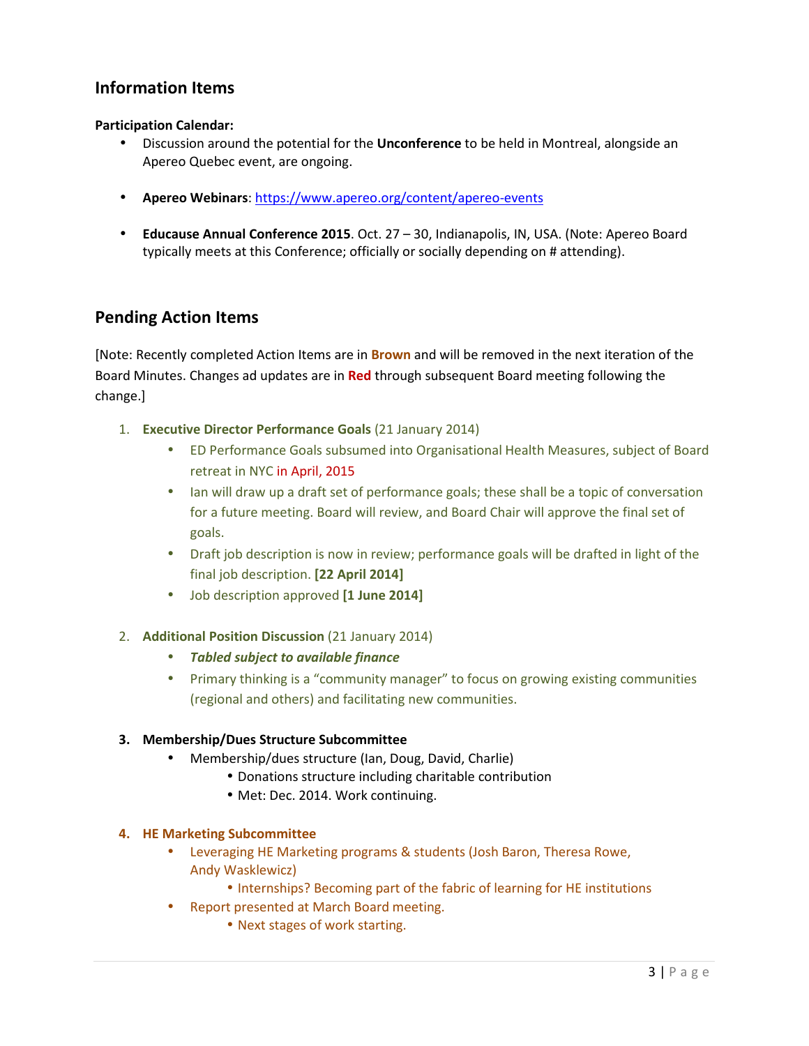## Information Items

**Participation Calendar:**

- Discussion around the potential for the **Unconference** to be held in Montreal, alongside an Apereo Quebec event, are ongoing.
- **Apereo Webinars**: https://www.apereo.org/content/apereo-events
- **Educause Annual Conference 2015**. Oct. 27 – 30, Indianapolis, IN, USA. (Note: Apereo Board typically meets at this Conference; officially or socially depending on # attending).

## Pending Action Items

[Note: Recently completed Action Items are in **Brown** and will be removed in the next iteration of the Board Minutes. Changes ad updates are in **Red** through subsequent Board meeting following the change.]

1. **Executive Director Performance Goals** (21 January 2014)
   - ED Performance Goals subsumed into Organisational Health Measures, subject of Board retreat in NYC in April, 2015
   - Ian will draw up a draft set of performance goals; these shall be a topic of conversation for a future meeting. Board will review, and Board Chair will approve the final set of goals.
   - Draft job description is now in review; performance goals will be drafted in light of the final job description. **[22 April 2014]**
   - Job description approved **[1 June 2014]**

2. **Additional Position Discussion** (21 January 2014)
   - ***Tabled subject to available finance***
   - Primary thinking is a "community manager" to focus on growing existing communities (regional and others) and facilitating new communities.

3. **Membership/Dues Structure Subcommittee**
   - Membership/dues structure (Ian, Doug, David, Charlie)
     - Donations structure including charitable contribution
     - Met: Dec. 2014. Work continuing.

4. **HE Marketing Subcommittee**
   - Leveraging HE Marketing programs & students (Josh Baron, Theresa Rowe, Andy Wasklewicz)
     - Internships? Becoming part of the fabric of learning for HE institutions
   - Report presented at March Board meeting.
     - Next stages of work starting.